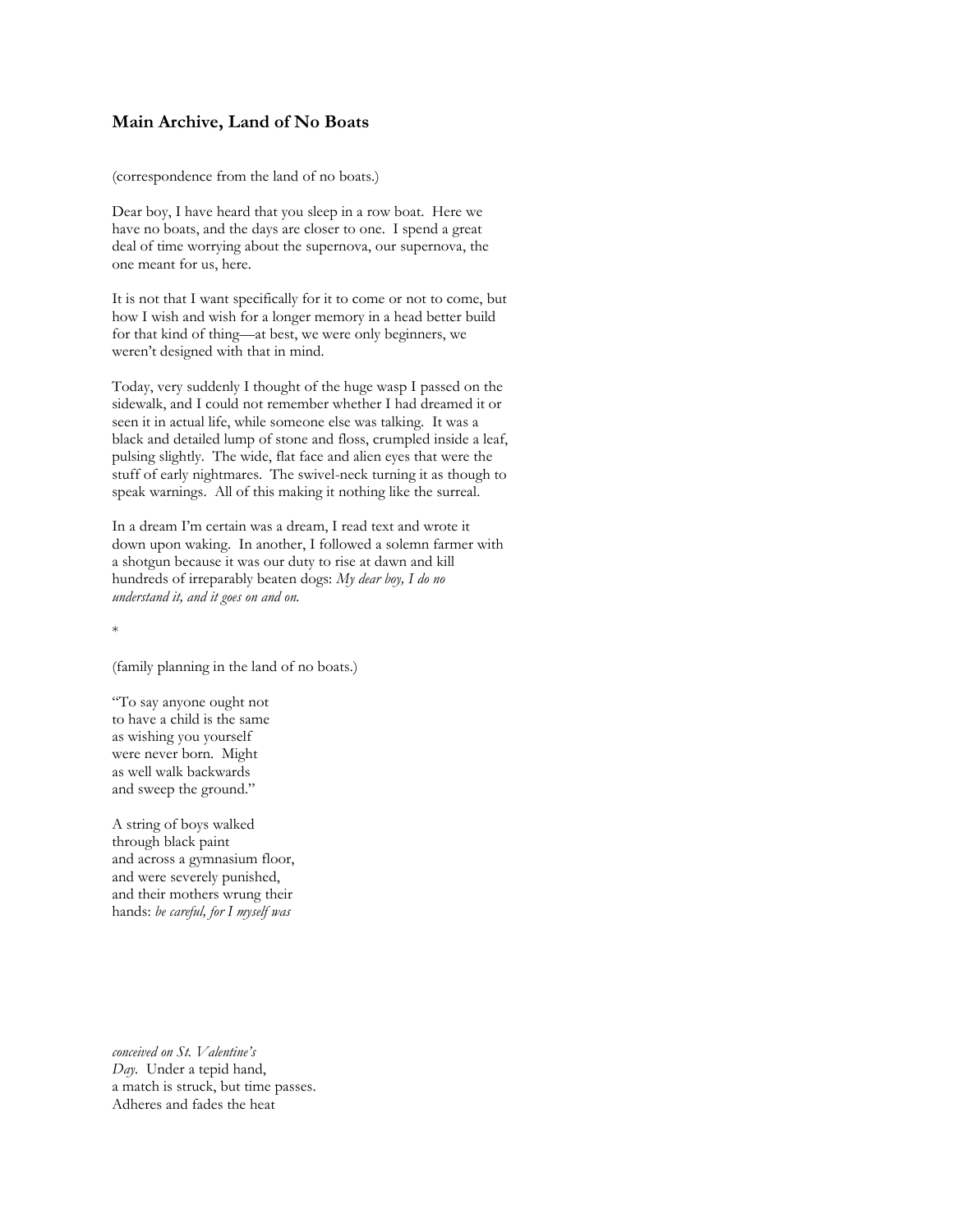## Main Archive, Land of No Boats

(correspondence from the land of no boats.)

Dear boy, I have heard that you sleep in a row boat. Here we have no boats, and the days are closer to one. I spend a great deal of time worrying about the supernova, our supernova, the one meant for us, here.

It is not that I want specifically for it to come or not to come, but how I wish and wish for a longer memory in a head better build for that kind of thing—at best, we were only beginners, we weren't designed with that in mind.

Today, very suddenly I thought of the huge wasp I passed on the sidewalk, and I could not remember whether I had dreamed it or seen it in actual life, while someone else was talking. It was a black and detailed lump of stone and floss, crumpled inside a leaf, pulsing slightly. The wide, flat face and alien eyes that were the stuff of early nightmares. The swivel-neck turning it as though to speak warnings. All of this making it nothing like the surreal.

In a dream I'm certain was a dream, I read text and wrote it down upon waking. In another, I followed a solemn farmer with a shotgun because it was our duty to rise at dawn and kill hundreds of irreparably beaten dogs: *My dear boy, I do no understand it, and it goes on and on.*

*

(family planning in the land of no boats.)

"To say anyone ought not  
to have a child is the same  
as wishing you yourself  
were never born. Might  
as well walk backwards  
and sweep the ground."

A string of boys walked  
through black paint  
and across a gymnasium floor,  
and were severely punished,  
and their mothers wrung their  
hands: *be careful, for I myself was*

*conceived on St. Valentine's*  
*Day.* Under a tepid hand,  
a match is struck, but time passes.  
Adheres and fades the heat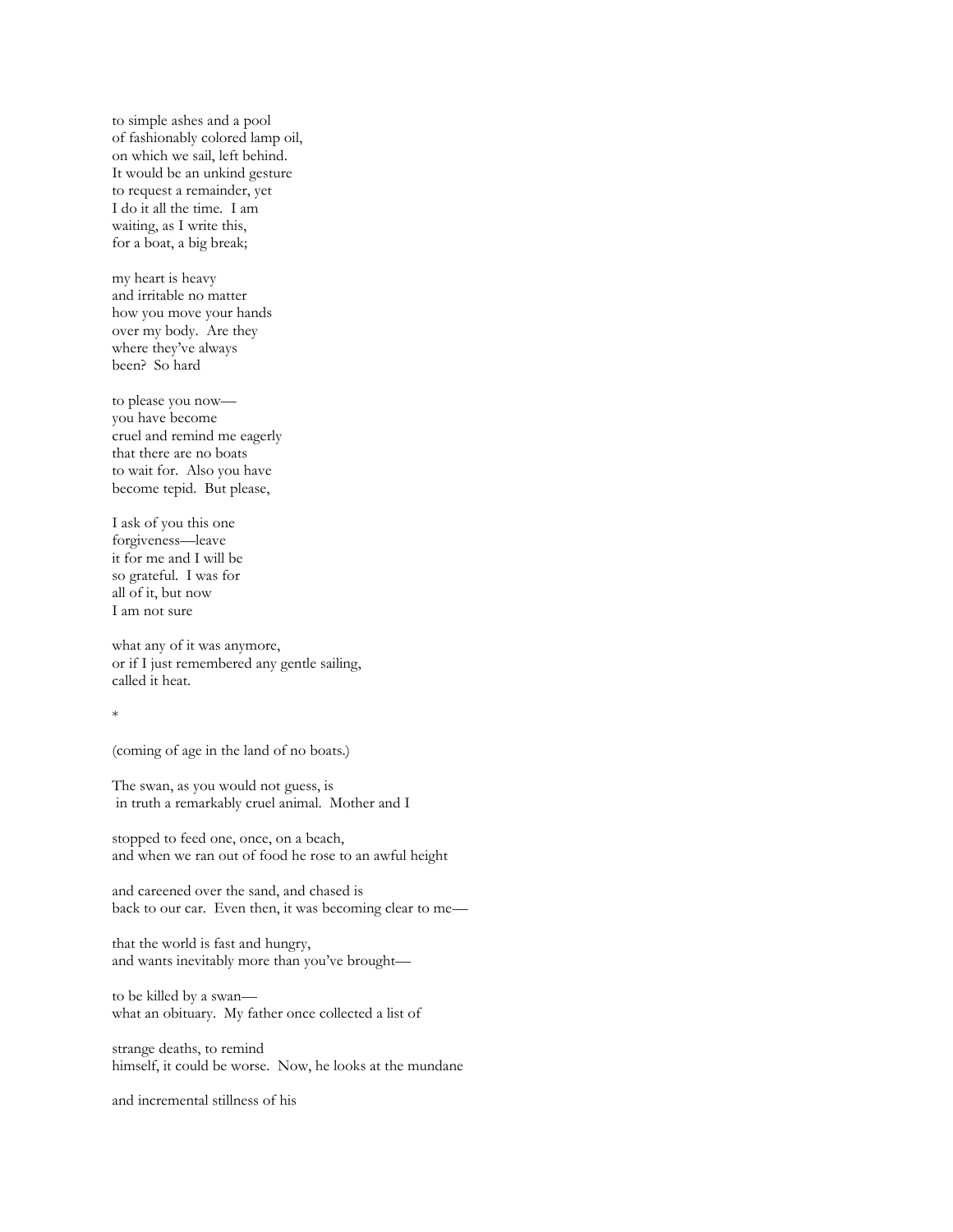to simple ashes and a pool
of fashionably colored lamp oil,
on which we sail, left behind.
It would be an unkind gesture
to request a remainder, yet
I do it all the time.  I am
waiting, as I write this,
for a boat, a big break;

my heart is heavy
and irritable no matter
how you move your hands
over my body.  Are they
where they've always
been?  So hard

to please you now—
you have become
cruel and remind me eagerly
that there are no boats
to wait for.  Also you have
become tepid.  But please,

I ask of you this one
forgiveness—leave
it for me and I will be
so grateful.  I was for
all of it, but now
I am not sure

what any of it was anymore,
or if I just remembered any gentle sailing,
called it heat.

*

(coming of age in the land of no boats.)

The swan, as you would not guess, is
in truth a remarkably cruel animal.  Mother and I

stopped to feed one, once, on a beach,
and when we ran out of food he rose to an awful height

and careened over the sand, and chased is
back to our car.  Even then, it was becoming clear to me—

that the world is fast and hungry,
and wants inevitably more than you've brought—

to be killed by a swan—
what an obituary.  My father once collected a list of

strange deaths, to remind
himself, it could be worse.  Now, he looks at the mundane

and incremental stillness of his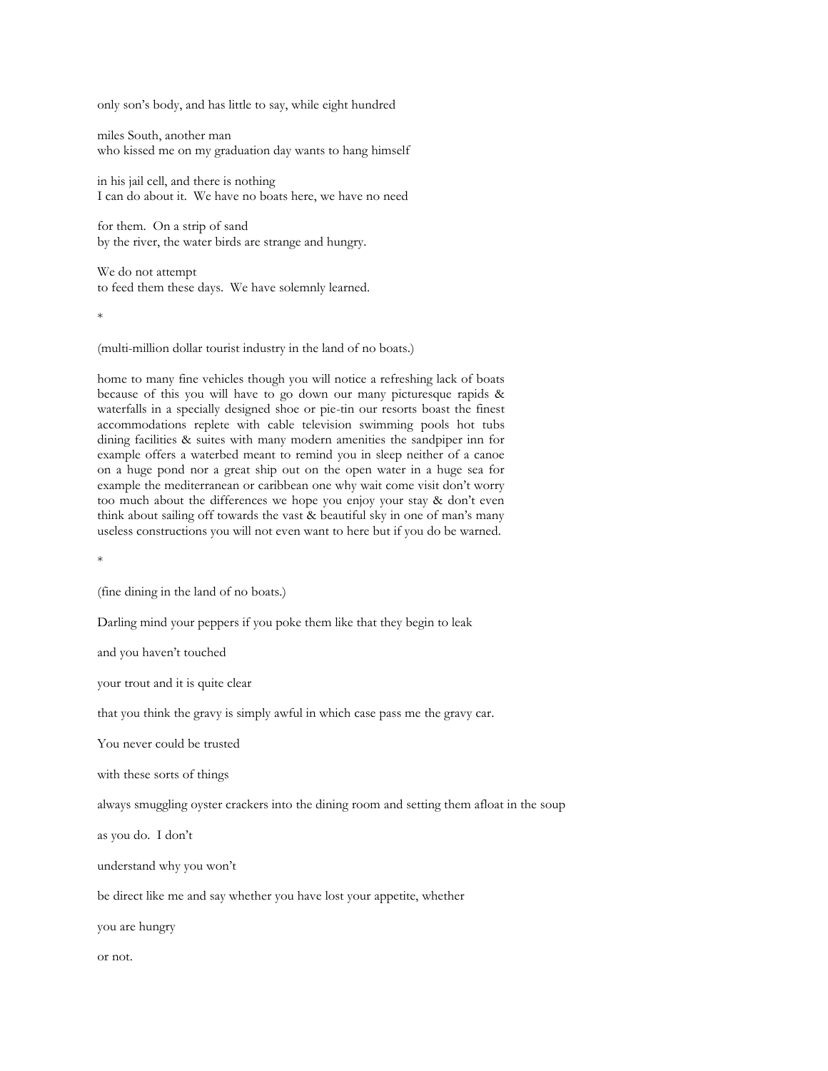only son's body, and has little to say, while eight hundred

miles South, another man
who kissed me on my graduation day wants to hang himself

in his jail cell, and there is nothing
I can do about it. We have no boats here, we have no need

for them. On a strip of sand
by the river, the water birds are strange and hungry.

We do not attempt
to feed them these days. We have solemnly learned.

*

(multi-million dollar tourist industry in the land of no boats.)

home to many fine vehicles though you will notice a refreshing lack of boats because of this you will have to go down our many picturesque rapids & waterfalls in a specially designed shoe or pie-tin our resorts boast the finest accommodations replete with cable television swimming pools hot tubs dining facilities & suites with many modern amenities the sandpiper inn for example offers a waterbed meant to remind you in sleep neither of a canoe on a huge pond nor a great ship out on the open water in a huge sea for example the mediterranean or caribbean one why wait come visit don't worry too much about the differences we hope you enjoy your stay & don't even think about sailing off towards the vast & beautiful sky in one of man's many useless constructions you will not even want to here but if you do be warned.

*

(fine dining in the land of no boats.)

Darling mind your peppers if you poke them like that they begin to leak

and you haven't touched

your trout and it is quite clear

that you think the gravy is simply awful in which case pass me the gravy car.

You never could be trusted

with these sorts of things

always smuggling oyster crackers into the dining room and setting them afloat in the soup

as you do. I don't

understand why you won't

be direct like me and say whether you have lost your appetite, whether

you are hungry

or not.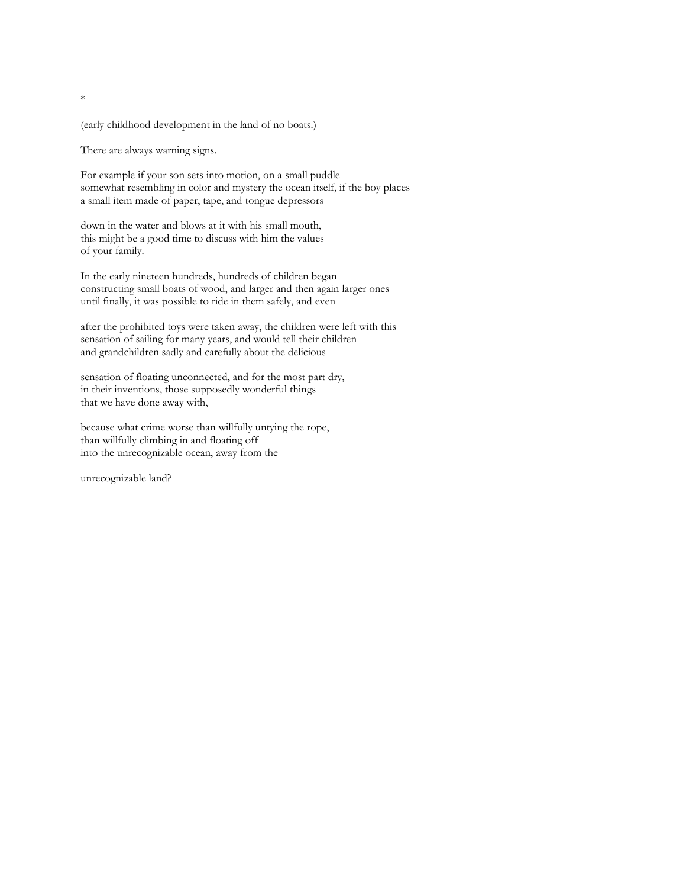*

(early childhood development in the land of no boats.)

There are always warning signs.

For example if your son sets into motion, on a small puddle
somewhat resembling in color and mystery the ocean itself, if the boy places
a small item made of paper, tape, and tongue depressors

down in the water and blows at it with his small mouth,
this might be a good time to discuss with him the values
of your family.

In the early nineteen hundreds, hundreds of children began
constructing small boats of wood, and larger and then again larger ones
until finally, it was possible to ride in them safely, and even

after the prohibited toys were taken away, the children were left with this
sensation of sailing for many years, and would tell their children
and grandchildren sadly and carefully about the delicious

sensation of floating unconnected, and for the most part dry,
in their inventions, those supposedly wonderful things
that we have done away with,

because what crime worse than willfully untying the rope,
than willfully climbing in and floating off
into the unrecognizable ocean, away from the

unrecognizable land?